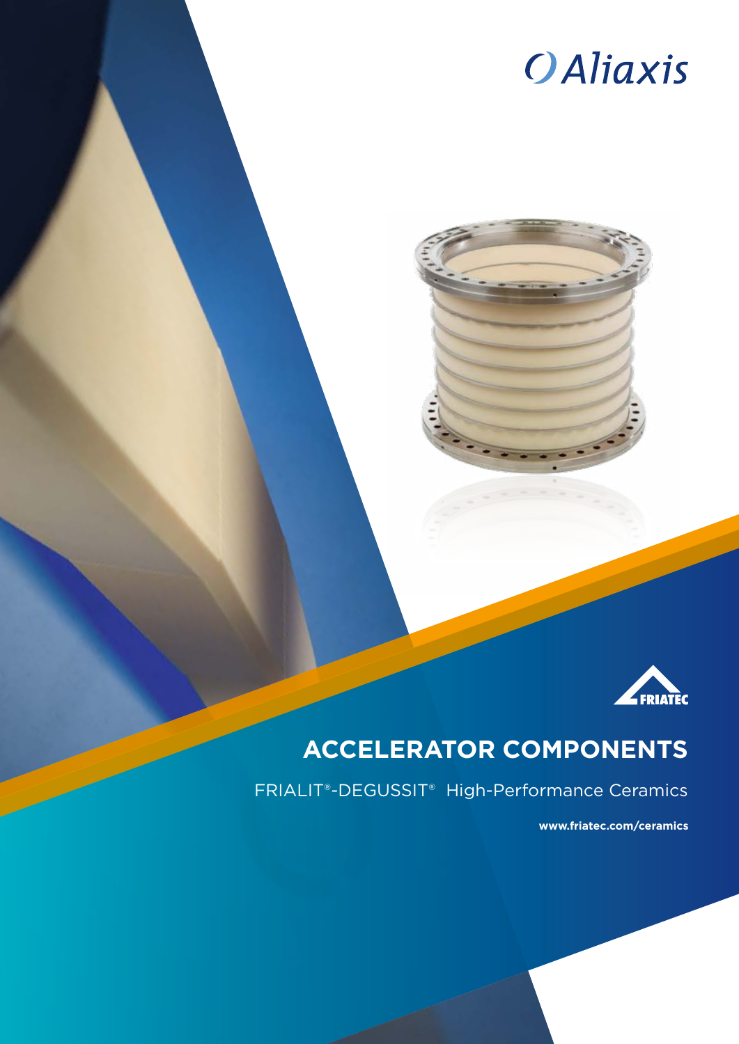Aliaxis

FRIATEC

# ACCELERATOR COMPONENTS

FRIALIT®-DEGUSSIT® High-Performance Ceramics

**www.friatec.com/ceramics**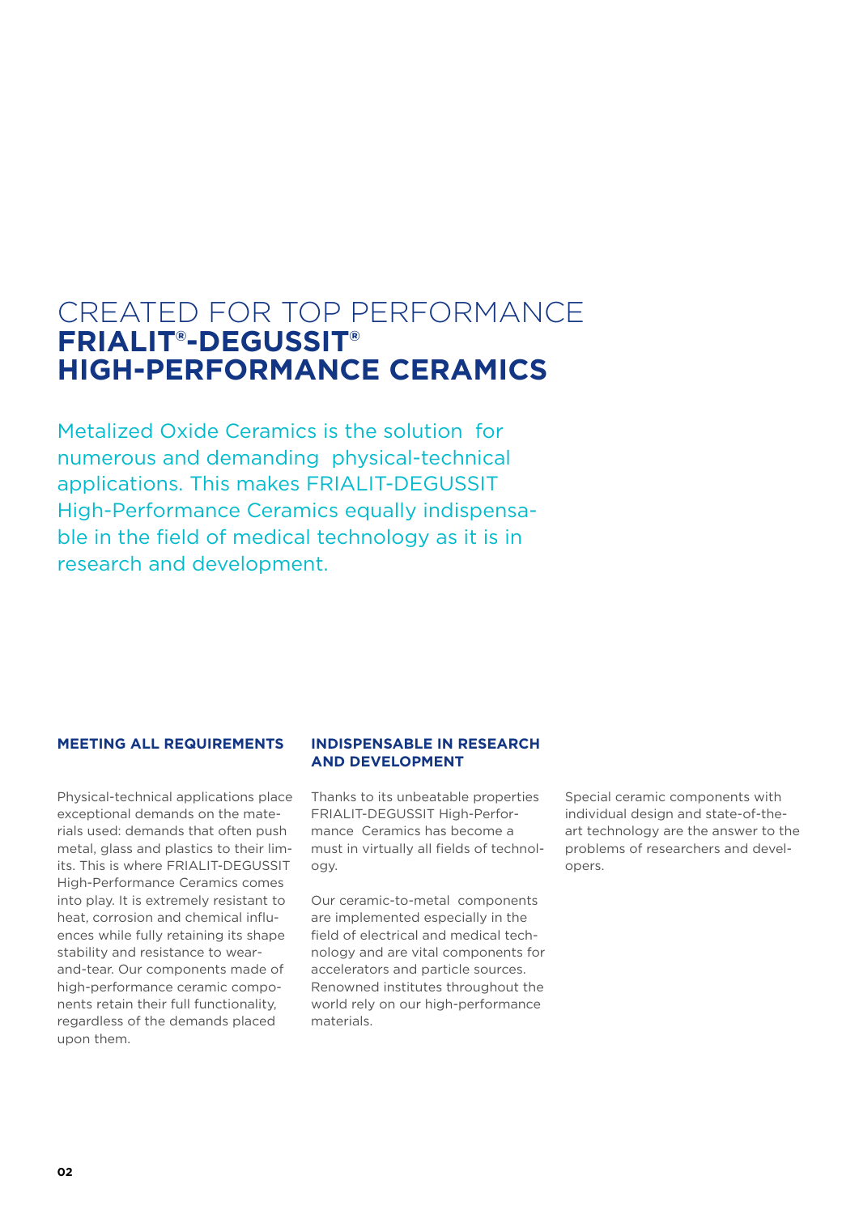# CREATED FOR TOP PERFORMANCE
# **FRIALIT®-DEGUSSIT® HIGH-PERFORMANCE CERAMICS**

Metalized Oxide Ceramics is the solution for numerous and demanding physical-technical applications. This makes FRIALIT-DEGUSSIT High-Performance Ceramics equally indispensable in the field of medical technology as it is in research and development.

## MEETING ALL REQUIREMENTS

Physical-technical applications place exceptional demands on the materials used: demands that often push metal, glass and plastics to their limits. This is where FRIALIT-DEGUSSIT High-Performance Ceramics comes into play. It is extremely resistant to heat, corrosion and chemical influences while fully retaining its shape stability and resistance to wear-and-tear. Our components made of high-performance ceramic components retain their full functionality, regardless of the demands placed upon them.

## INDISPENSABLE IN RESEARCH AND DEVELOPMENT

Thanks to its unbeatable properties FRIALIT-DEGUSSIT High-Performance Ceramics has become a must in virtually all fields of technology.

Our ceramic-to-metal components are implemented especially in the field of electrical and medical technology and are vital components for accelerators and particle sources. Renowned institutes throughout the world rely on our high-performance materials.

Special ceramic components with individual design and state-of-the-art technology are the answer to the problems of researchers and developers.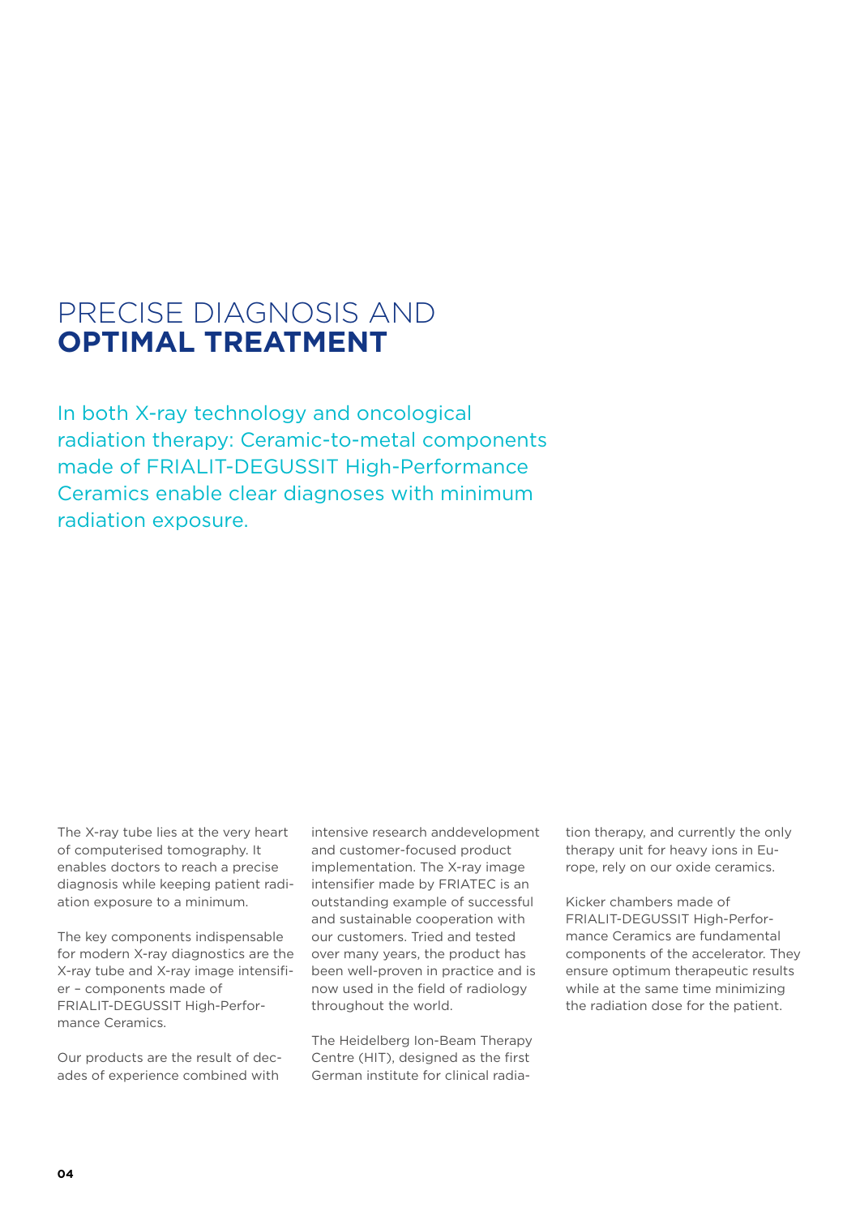# PRECISE DIAGNOSIS AND **OPTIMAL TREATMENT**

In both X-ray technology and oncological radiation therapy: Ceramic-to-metal components made of FRIALIT-DEGUSSIT High-Performance Ceramics enable clear diagnoses with minimum radiation exposure.

The X-ray tube lies at the very heart of computerised tomography. It enables doctors to reach a precise diagnosis while keeping patient radiation exposure to a minimum.

The key components indispensable for modern X-ray diagnostics are the X-ray tube and X-ray image intensifier – components made of FRIALIT-DEGUSSIT High-Performance Ceramics.

Our products are the result of decades of experience combined with intensive research anddevelopment and customer-focused product implementation. The X-ray image intensifier made by FRIATEC is an outstanding example of successful and sustainable cooperation with our customers. Tried and tested over many years, the product has been well-proven in practice and is now used in the field of radiology throughout the world.

The Heidelberg Ion-Beam Therapy Centre (HIT), designed as the first German institute for clinical radiation therapy, and currently the only therapy unit for heavy ions in Europe, rely on our oxide ceramics.

Kicker chambers made of FRIALIT-DEGUSSIT High-Performance Ceramics are fundamental components of the accelerator. They ensure optimum therapeutic results while at the same time minimizing the radiation dose for the patient.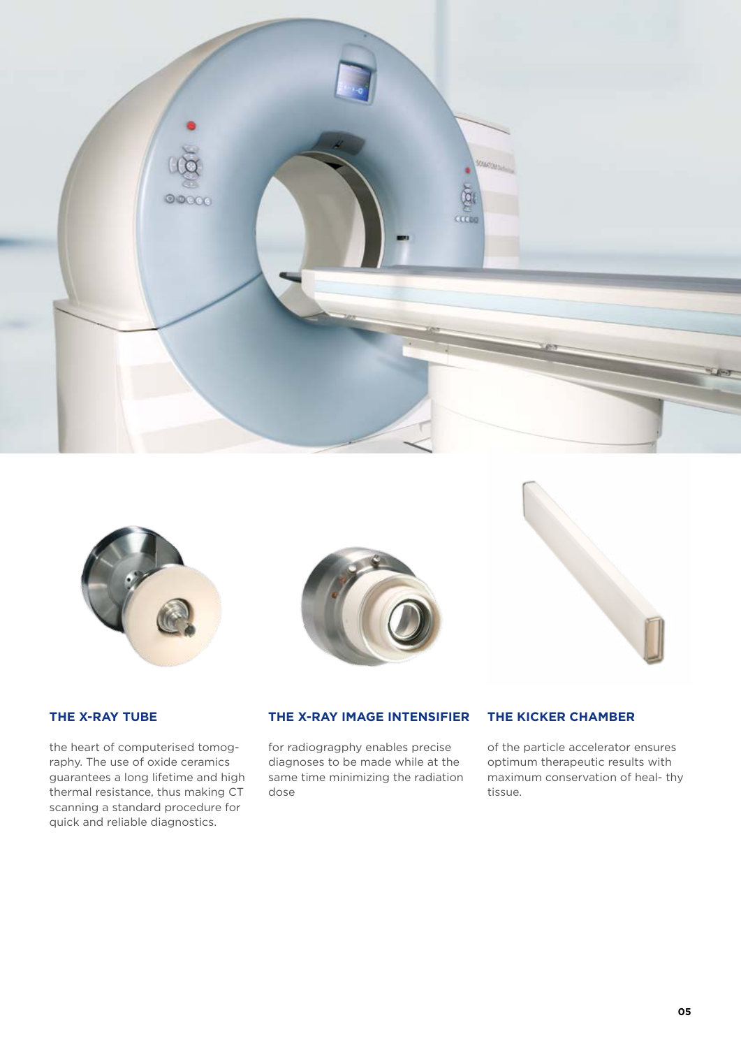### THE X-RAY TUBE

the heart of computerised tomography. The use of oxide ceramics guarantees a long lifetime and high thermal resistance, thus making CT scanning a standard procedure for quick and reliable diagnostics.

### THE X-RAY IMAGE INTENSIFIER

for radiogragphy enables precise diagnoses to be made while at the same time minimizing the radiation dose

### THE KICKER CHAMBER

of the particle accelerator ensures optimum therapeutic results with maximum conservation of heal- thy tissue.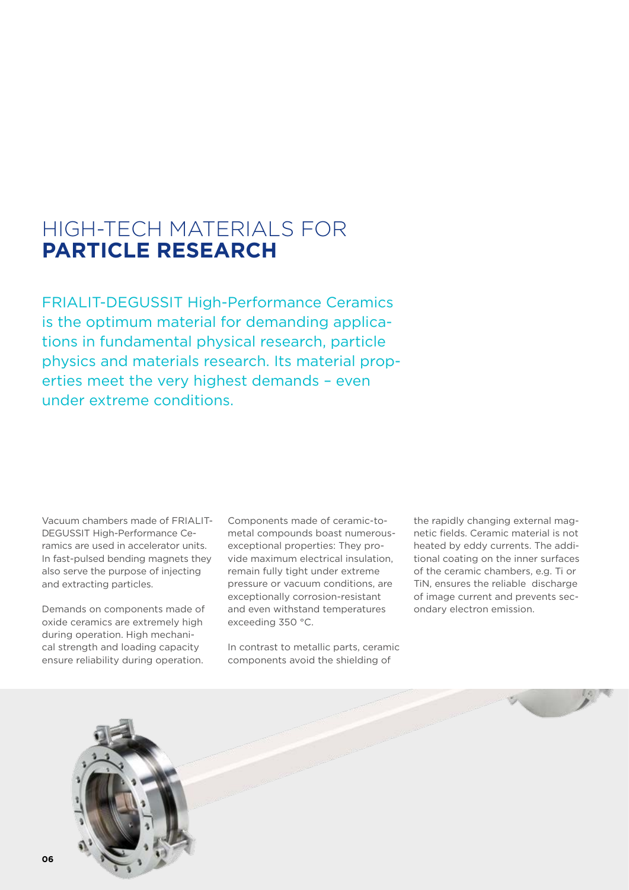# HIGH-TECH MATERIALS FOR **PARTICLE RESEARCH**

FRIALIT-DEGUSSIT High-Performance Ceramics is the optimum material for demanding applications in fundamental physical research, particle physics and materials research. Its material properties meet the very highest demands – even under extreme conditions.

Vacuum chambers made of FRIALIT-DEGUSSIT High-Performance Ceramics are used in accelerator units. In fast-pulsed bending magnets they also serve the purpose of injecting and extracting particles.

Demands on components made of oxide ceramics are extremely high during operation. High mechanical strength and loading capacity ensure reliability during operation.

Components made of ceramic-to-metal compounds boast numerous exceptional properties: They provide maximum electrical insulation, remain fully tight under extreme pressure or vacuum conditions, are exceptionally corrosion-resistant and even withstand temperatures exceeding 350 °C.

In contrast to metallic parts, ceramic components avoid the shielding of the rapidly changing external magnetic fields. Ceramic material is not heated by eddy currents. The additional coating on the inner surfaces of the ceramic chambers, e.g. Ti or TiN, ensures the reliable discharge of image current and prevents secondary electron emission.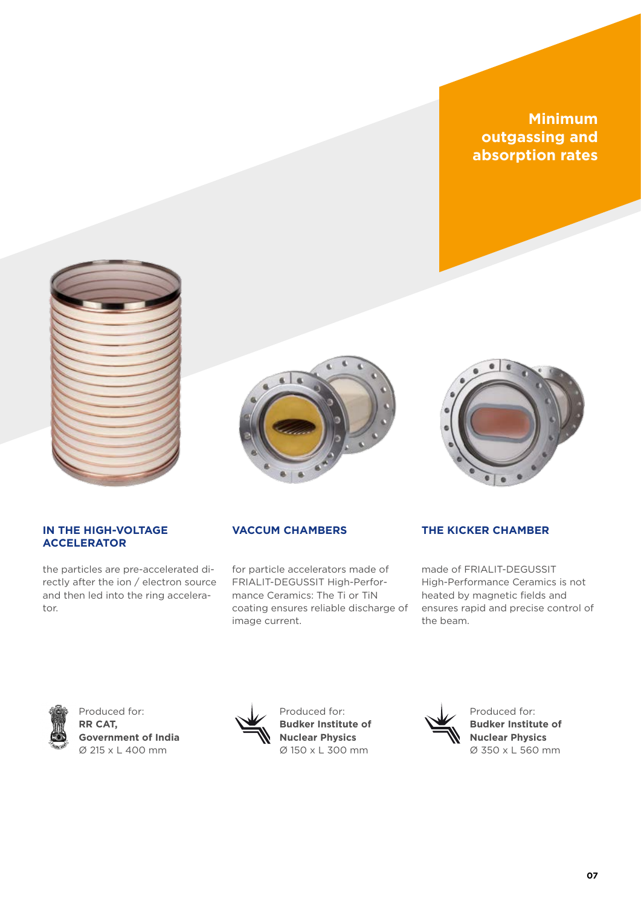**Minimum outgassing and absorption rates**

### IN THE HIGH-VOLTAGE ACCELERATOR

the particles are pre-accelerated directly after the ion / electron source and then led into the ring accelerator.

Produced for:
**RR CAT, Government of India**
Ø 215 x L 400 mm

### VACCUM CHAMBERS

for particle accelerators made of FRIALIT-DEGUSSIT High-Performance Ceramics: The Ti or TiN coating ensures reliable discharge of image current.

Produced for:
**Budker Institute of Nuclear Physics**
Ø 150 x L 300 mm

### THE KICKER CHAMBER

made of FRIALIT-DEGUSSIT High-Performance Ceramics is not heated by magnetic fields and ensures rapid and precise control of the beam.

Produced for:
**Budker Institute of Nuclear Physics**
Ø 350 x L 560 mm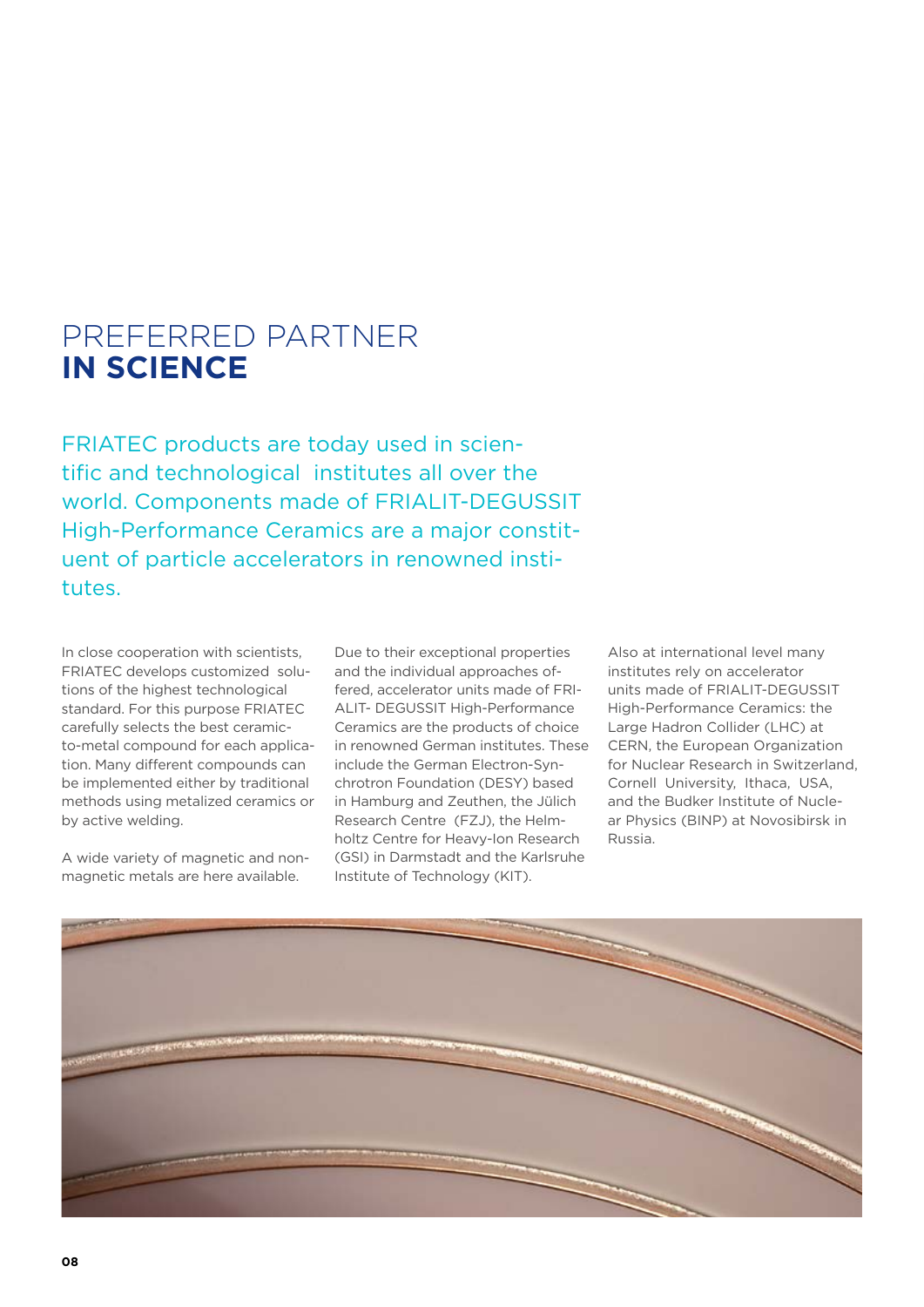# PREFERRED PARTNER **IN SCIENCE**

FRIATEC products are today used in scientific and technological institutes all over the world. Components made of FRIALIT-DEGUSSIT High-Performance Ceramics are a major constituent of particle accelerators in renowned institutes.

In close cooperation with scientists, FRIATEC develops customized solutions of the highest technological standard. For this purpose FRIATEC carefully selects the best ceramic-to-metal compound for each application. Many different compounds can be implemented either by traditional methods using metalized ceramics or by active welding.

A wide variety of magnetic and non-magnetic metals are here available.

Due to their exceptional properties and the individual approaches offered, accelerator units made of FRIALIT- DEGUSSIT High-Performance Ceramics are the products of choice in renowned German institutes. These include the German Electron-Synchrotron Foundation (DESY) based in Hamburg and Zeuthen, the Jülich Research Centre (FZJ), the Helmholtz Centre for Heavy-Ion Research (GSI) in Darmstadt and the Karlsruhe Institute of Technology (KIT).

Also at international level many institutes rely on accelerator units made of FRIALIT-DEGUSSIT High-Performance Ceramics: the Large Hadron Collider (LHC) at CERN, the European Organization for Nuclear Research in Switzerland, Cornell University, Ithaca, USA, and the Budker Institute of Nuclear Physics (BINP) at Novosibirsk in Russia.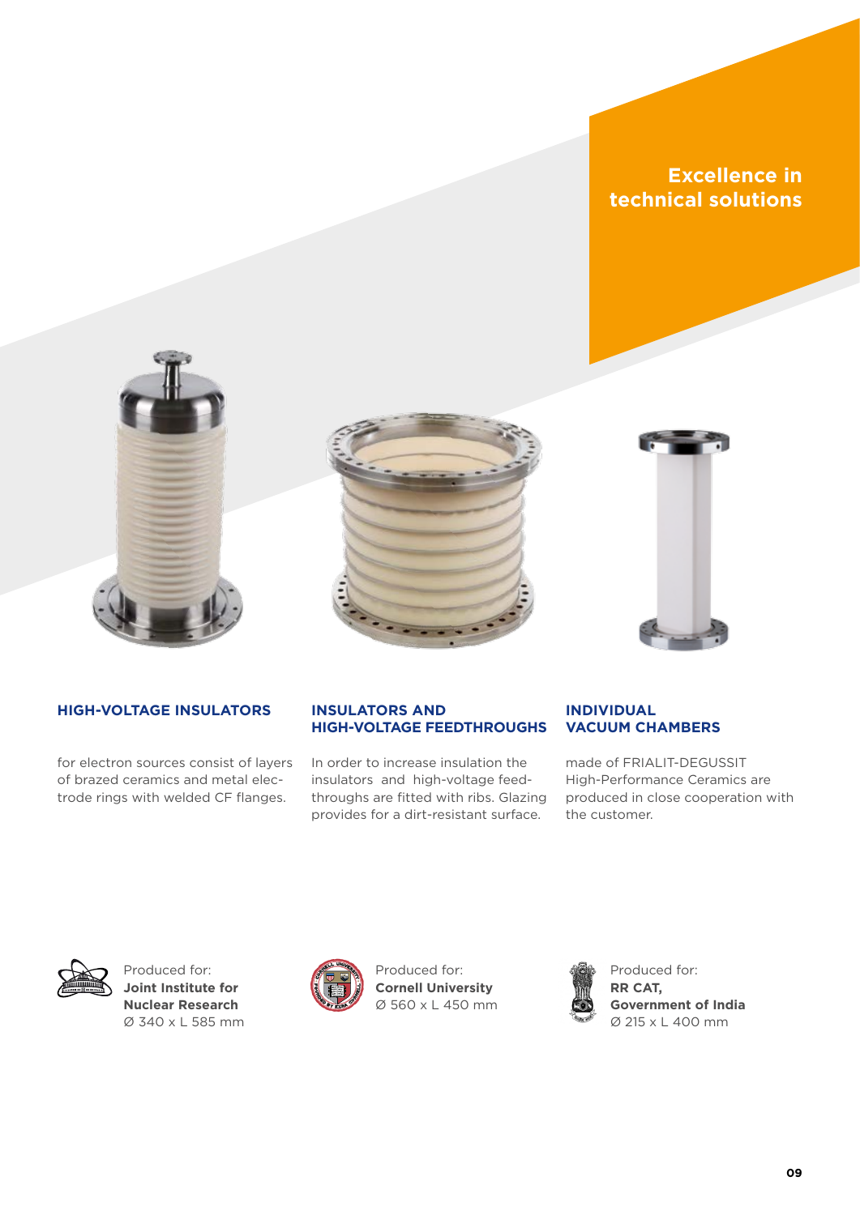## Excellence in technical solutions

### HIGH-VOLTAGE INSULATORS

for electron sources consist of layers of brazed ceramics and metal electrode rings with welded CF flanges.

Produced for:
**Joint Institute for Nuclear Research**
Ø 340 x L 585 mm

### INSULATORS AND HIGH-VOLTAGE FEEDTHROUGHS

In order to increase insulation the insulators and high-voltage feedthroughs are fitted with ribs. Glazing provides for a dirt-resistant surface.

Produced for:
**Cornell University**
Ø 560 x L 450 mm

### INDIVIDUAL VACUUM CHAMBERS

made of FRIALIT-DEGUSSIT High-Performance Ceramics are produced in close cooperation with the customer.

Produced for:
**RR CAT, Government of India**
Ø 215 x L 400 mm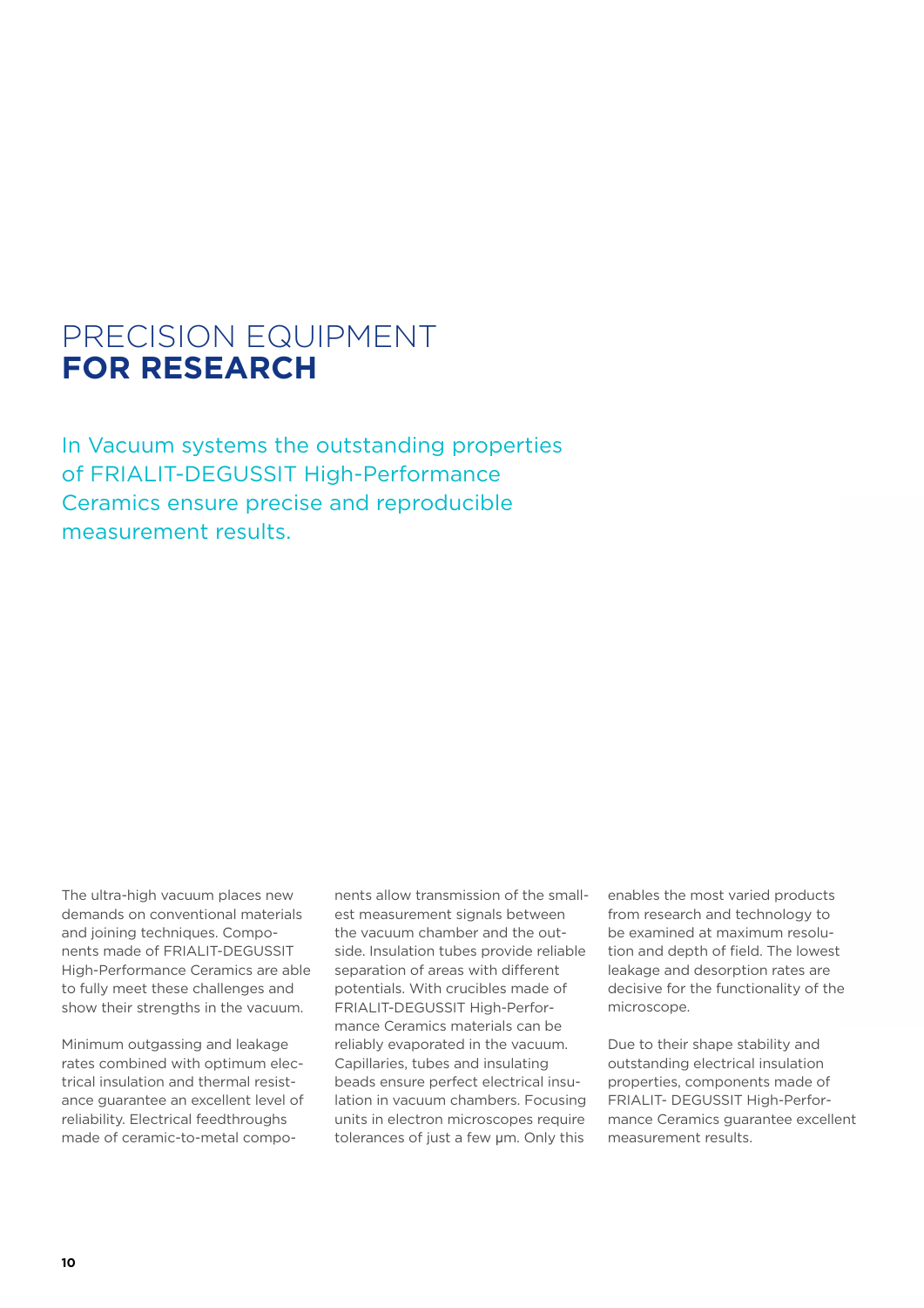# PRECISION EQUIPMENT **FOR RESEARCH**

In Vacuum systems the outstanding properties of FRIALIT-DEGUSSIT High-Performance Ceramics ensure precise and reproducible measurement results.

The ultra-high vacuum places new demands on conventional materials and joining techniques. Components made of FRIALIT-DEGUSSIT High-Performance Ceramics are able to fully meet these challenges and show their strengths in the vacuum.

Minimum outgassing and leakage rates combined with optimum electrical insulation and thermal resistance guarantee an excellent level of reliability. Electrical feedthroughs made of ceramic-to-metal components allow transmission of the smallest measurement signals between the vacuum chamber and the outside. Insulation tubes provide reliable separation of areas with different potentials. With crucibles made of FRIALIT-DEGUSSIT High-Performance Ceramics materials can be reliably evaporated in the vacuum. Capillaries, tubes and insulating beads ensure perfect electrical insulation in vacuum chambers. Focusing units in electron microscopes require tolerances of just a few µm. Only this enables the most varied products from research and technology to be examined at maximum resolution and depth of field. The lowest leakage and desorption rates are decisive for the functionality of the microscope.

Due to their shape stability and outstanding electrical insulation properties, components made of FRIALIT- DEGUSSIT High-Performance Ceramics guarantee excellent measurement results.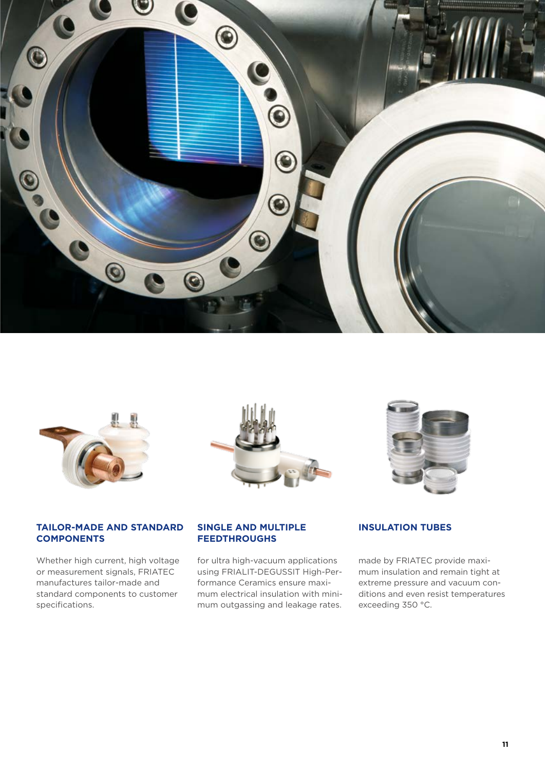### TAILOR-MADE AND STANDARD COMPONENTS

Whether high current, high voltage or measurement signals, FRIATEC manufactures tailor-made and standard components to customer specifications.

### SINGLE AND MULTIPLE FEEDTHROUGHS

for ultra high-vacuum applications using FRIALIT-DEGUSSIT High-Performance Ceramics ensure maximum electrical insulation with minimum outgassing and leakage rates.

### INSULATION TUBES

made by FRIATEC provide maximum insulation and remain tight at extreme pressure and vacuum conditions and even resist temperatures exceeding 350 °C.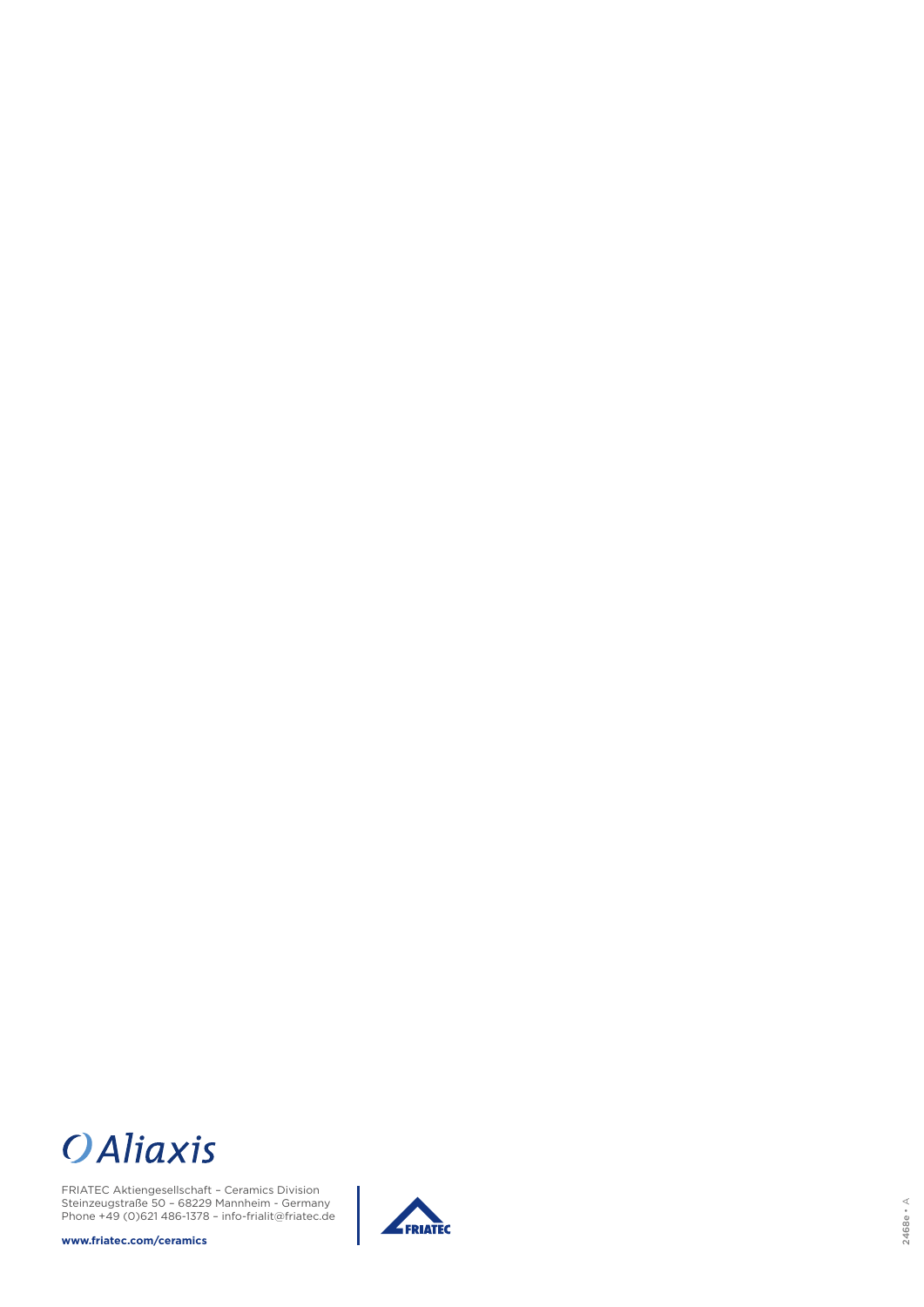Aliaxis

FRIATEC Aktiengesellschaft – Ceramics Division
Steinzeugstraße 50 – 68229 Mannheim - Germany
Phone +49 (0)621 486-1378 – info-frialit@friatec.de

**www.friatec.com/ceramics**

FRIATEC

2468e • A